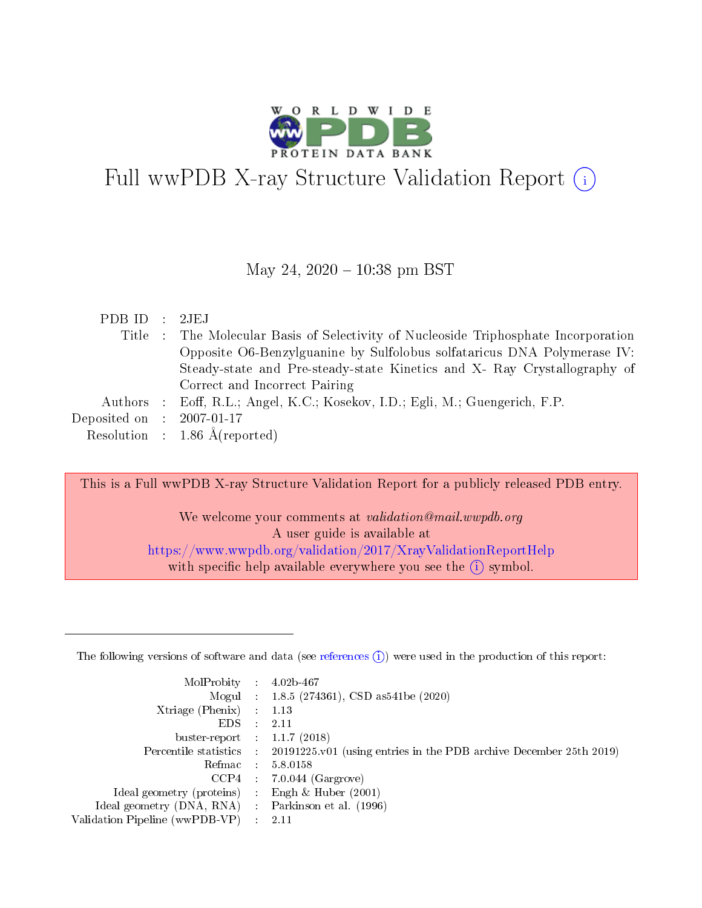# Full wwPDB X-ray Structure Validation Report (i)

May 24, 2020 – 10:38 pm BST

| | | |
|---|---|---|
| PDB ID | : | 2JEJ |
| Title | : | The Molecular Basis of Selectivity of Nucleoside Triphosphate Incorporation Opposite O6-Benzylguanine by Sulfolobus solfataricus DNA Polymerase IV: Steady-state and Pre-steady-state Kinetics and X- Ray Crystallography of Correct and Incorrect Pairing |
| Authors | : | Eoff, R.L.; Angel, K.C.; Kosekov, I.D.; Egli, M.; Guengerich, F.P. |
| Deposited on | : | 2007-01-17 |
| Resolution | : | 1.86 Å(reported) |

This is a Full wwPDB X-ray Structure Validation Report for a publicly released PDB entry.

We welcome your comments at *validation@mail.wwpdb.org*
A user guide is available at
https://www.wwpdb.org/validation/2017/XrayValidationReportHelp
with specific help available everywhere you see the (i) symbol.

---

The following versions of software and data (see references (i)) were used in the production of this report:

| | | |
|---|---|---|
| MolProbity | : | 4.02b-467 |
| Mogul | : | 1.8.5 (274361), CSD as541be (2020) |
| Xtriage (Phenix) | : | 1.13 |
| EDS | : | 2.11 |
| buster-report | : | 1.1.7 (2018) |
| Percentile statistics | : | 20191225.v01 (using entries in the PDB archive December 25th 2019) |
| Refmac | : | 5.8.0158 |
| CCP4 | : | 7.0.044 (Gargrove) |
| Ideal geometry (proteins) | : | Engh & Huber (2001) |
| Ideal geometry (DNA, RNA) | : | Parkinson et al. (1996) |
| Validation Pipeline (wwPDB-VP) | : | 2.11 |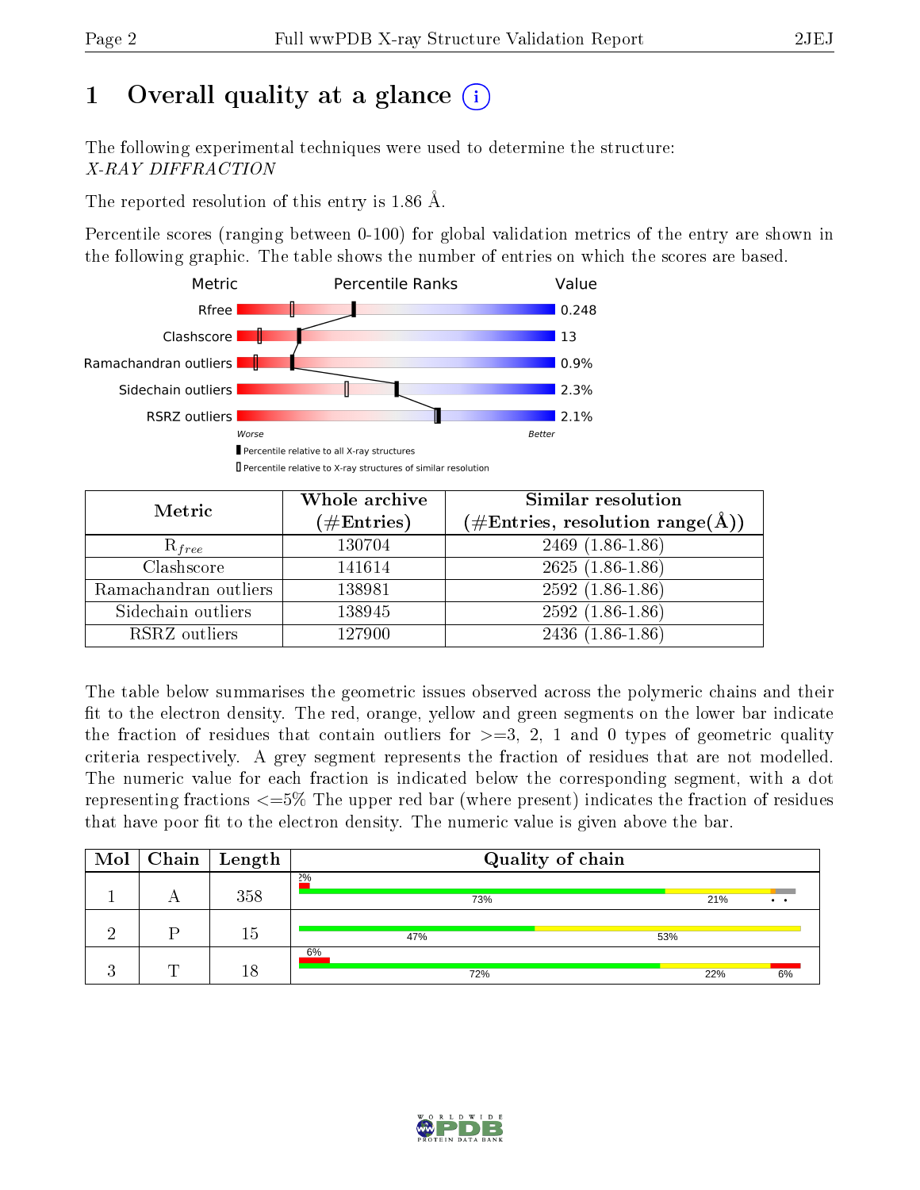# 1 Overall quality at a glance

The following experimental techniques were used to determine the structure:
*X-RAY DIFFRACTION*

The reported resolution of this entry is 1.86 Å.

Percentile scores (ranging between 0-100) for global validation metrics of the entry are shown in the following graphic. The table shows the number of entries on which the scores are based.

| Metric | Value |
|---|---|
| Rfree | 0.248 |
| Clashscore | 13 |
| Ramachandran outliers | 0.9% |
| Sidechain outliers | 2.3% |
| RSRZ outliers | 2.1% |

| Metric | Whole archive (#Entries) | Similar resolution (#Entries, resolution range(Å)) |
|---|---|---|
| $R_{free}$ | 130704 | 2469 (1.86-1.86) |
| Clashscore | 141614 | 2625 (1.86-1.86) |
| Ramachandran outliers | 138981 | 2592 (1.86-1.86) |
| Sidechain outliers | 138945 | 2592 (1.86-1.86) |
| RSRZ outliers | 127900 | 2436 (1.86-1.86) |

The table below summarises the geometric issues observed across the polymeric chains and their fit to the electron density. The red, orange, yellow and green segments on the lower bar indicate the fraction of residues that contain outliers for >=3, 2, 1 and 0 types of geometric quality criteria respectively. A grey segment represents the fraction of residues that are not modelled. The numeric value for each fraction is indicated below the corresponding segment, with a dot representing fractions <=5% The upper red bar (where present) indicates the fraction of residues that have poor fit to the electron density. The numeric value is given above the bar.

| Mol | Chain | Length | Quality of chain |
|---|---|---|---|
| 1 | A | 358 | 2%; 73%, 21%, •, • |
| 2 | P | 15 | 47%, 53% |
| 3 | T | 18 | 6%; 72%, 22%, 6% |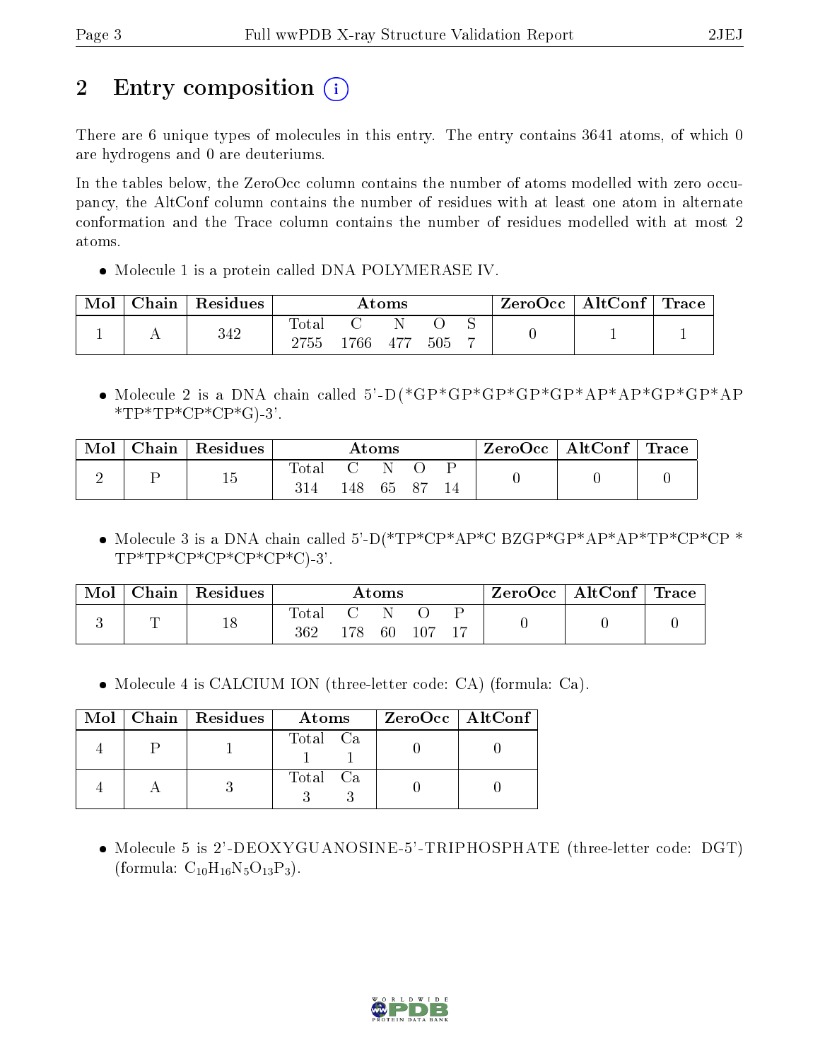# 2 Entry composition (i)

There are 6 unique types of molecules in this entry. The entry contains 3641 atoms, of which 0 are hydrogens and 0 are deuteriums.

In the tables below, the ZeroOcc column contains the number of atoms modelled with zero occupancy, the AltConf column contains the number of residues with at least one atom in alternate conformation and the Trace column contains the number of residues modelled with at most 2 atoms.

- Molecule 1 is a protein called DNA POLYMERASE IV.

| Mol | Chain | Residues | Atoms | | | | | ZeroOcc | AltConf | Trace |
|---|---|---|---|---|---|---|---|---|---|---|
| 1 | A | 342 | Total<br>2755 | C<br>1766 | N<br>477 | O<br>505 | S<br>7 | 0 | 1 | 1 |

- Molecule 2 is a DNA chain called 5'-D(*GP*GP*GP*GP*GP*AP*AP*GP*GP*AP *TP*TP*CP*CP*G)-3'.

| Mol | Chain | Residues | Atoms | | | | | ZeroOcc | AltConf | Trace |
|---|---|---|---|---|---|---|---|---|---|---|
| 2 | P | 15 | Total<br>314 | C<br>148 | N<br>65 | O<br>87 | P<br>14 | 0 | 0 | 0 |

- Molecule 3 is a DNA chain called 5'-D(*TP*CP*AP*C BZGP*GP*AP*AP*TP*CP*CP * TP*TP*CP*CP*CP*CP*C)-3'.

| Mol | Chain | Residues | Atoms | | | | | ZeroOcc | AltConf | Trace |
|---|---|---|---|---|---|---|---|---|---|---|
| 3 | T | 18 | Total<br>362 | C<br>178 | N<br>60 | O<br>107 | P<br>17 | 0 | 0 | 0 |

- Molecule 4 is CALCIUM ION (three-letter code: CA) (formula: Ca).

| Mol | Chain | Residues | Atoms | | ZeroOcc | AltConf |
|---|---|---|---|---|---|---|
| 4 | P | 1 | Total<br>1 | Ca<br>1 | 0 | 0 |
| 4 | A | 3 | Total<br>3 | Ca<br>3 | 0 | 0 |

- Molecule 5 is 2'-DEOXYGUANOSINE-5'-TRIPHOSPHATE (three-letter code: DGT) (formula: $C_{10}H_{16}N_5O_{13}P_3$).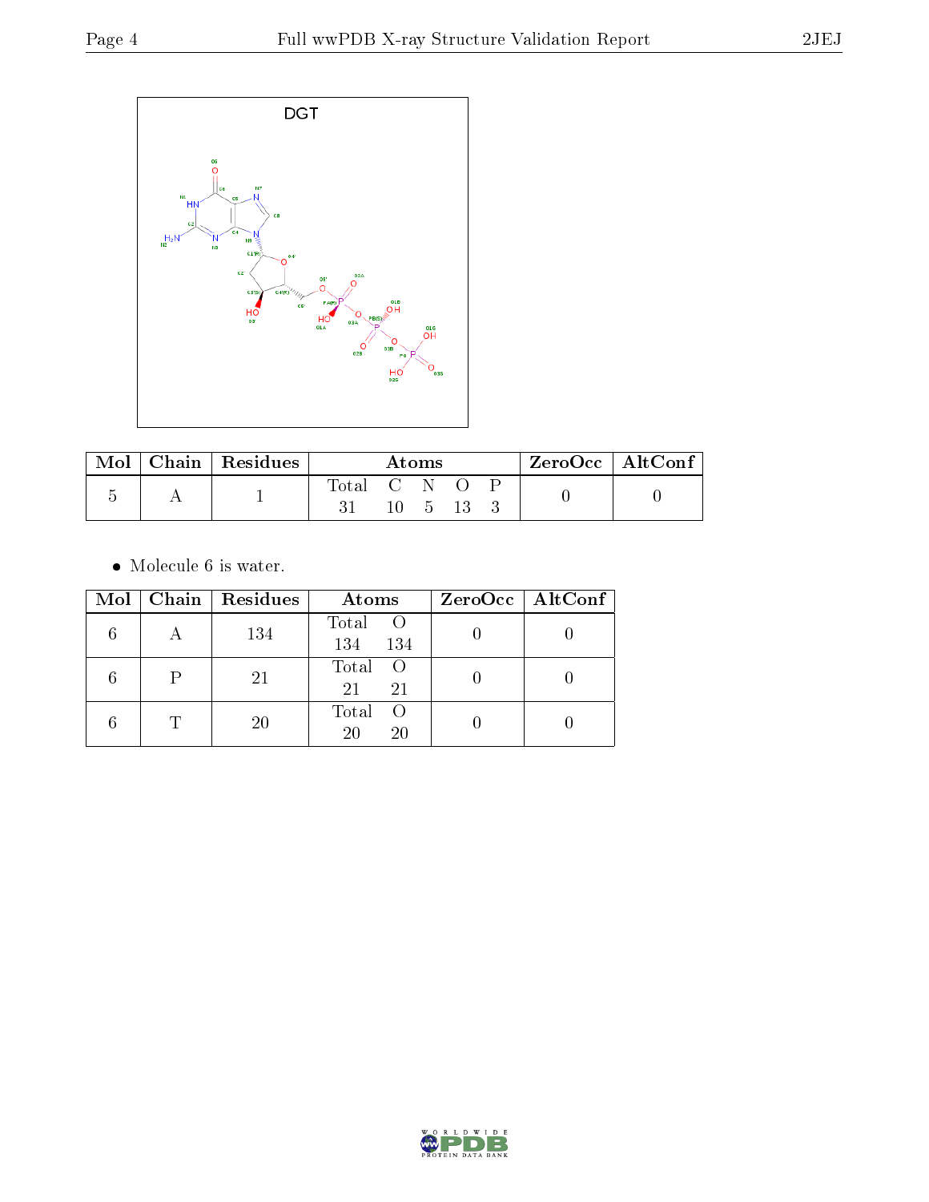| Mol | Chain | Residues | Atoms | | | | | ZeroOcc | AltConf |
|---|---|---|---|---|---|---|---|---|---|
| | | | Total | C | N | O | P | | |
| 5 | A | 1 | 31 | 10 | 5 | 13 | 3 | 0 | 0 |

- Molecule 6 is water.

| Mol | Chain | Residues | Atoms | | ZeroOcc | AltConf |
|---|---|---|---|---|---|---|
| | | | Total | O | | |
| 6 | A | 134 | 134 | 134 | 0 | 0 |
| 6 | P | 21 | 21 | 21 | 0 | 0 |
| 6 | T | 20 | 20 | 20 | 0 | 0 |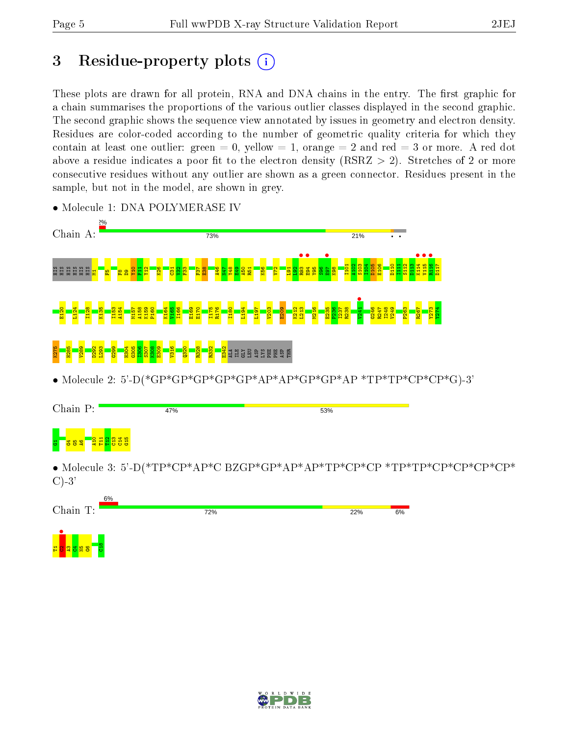# 3 Residue-property plots

These plots are drawn for all protein, RNA and DNA chains in the entry. The first graphic for a chain summarises the proportions of the various outlier classes displayed in the second graphic. The second graphic shows the sequence view annotated by issues in geometry and electron density. Residues are color-coded according to the number of geometric quality criteria for which they contain at least one outlier: green = 0, yellow = 1, orange = 2 and red = 3 or more. A red dot above a residue indicates a poor fit to the electron density (RSRZ > 2). Stretches of 2 or more consecutive residues without any outlier are shown as a green connector. Residues present in the sample, but not in the model, are shown in grey.

- Molecule 1: DNA POLYMERASE IV

Chain A: 2% | 73% | 21%

HIS HIS HIS HIS HIS HIS M1 F5 F8 D9 Y10 F11 Y12 K26 C31 V32 F33 F37 E38 A46 N47 Y48 E49 A50 R51 K56 V72 L91 L92 R93 E94 Y95 S96 E97 K98 I101 A102 S103 I104 D105 E106 D110 I111 S112 D113 K114 V115 R116 D117 E120 L124 I128 K135 I153 A154 M157 A158 K159 P160 K164 V165 I166 E169 E170 I175 R176 I180 L194 L197 V203 E209 K212 L213 M216 E235 P236 I237 R238 V241 G246 R247 I248 V249 P263 R267 Y273 V274 K275 H285 V289 D292 L293 G299 H304 G305 I306 S307 K308 E309 V316 Q320 R328 R332 E342 ALA ILE GLY LEU ASP LYS PHE PHE ASP THR

- Molecule 2: 5'-D(*GP*GP*GP*GP*GP*AP*AP*GP*GP*AP *TP*TP*CP*CP*G)-3'

Chain P: 47% | 53%

G1 G4 G5 A6 A10 T11 T12 C13 C14 G15

- Molecule 3: 5'-D(*TP*CP*AP*C BZGP*GP*AP*AP*TP*CP*CP *TP*TP*CP*CP*CP*CP*C)-3'

Chain T: 6% | 72% | 22% | 6%

T1 C2 A3 C4 N5 G6 C18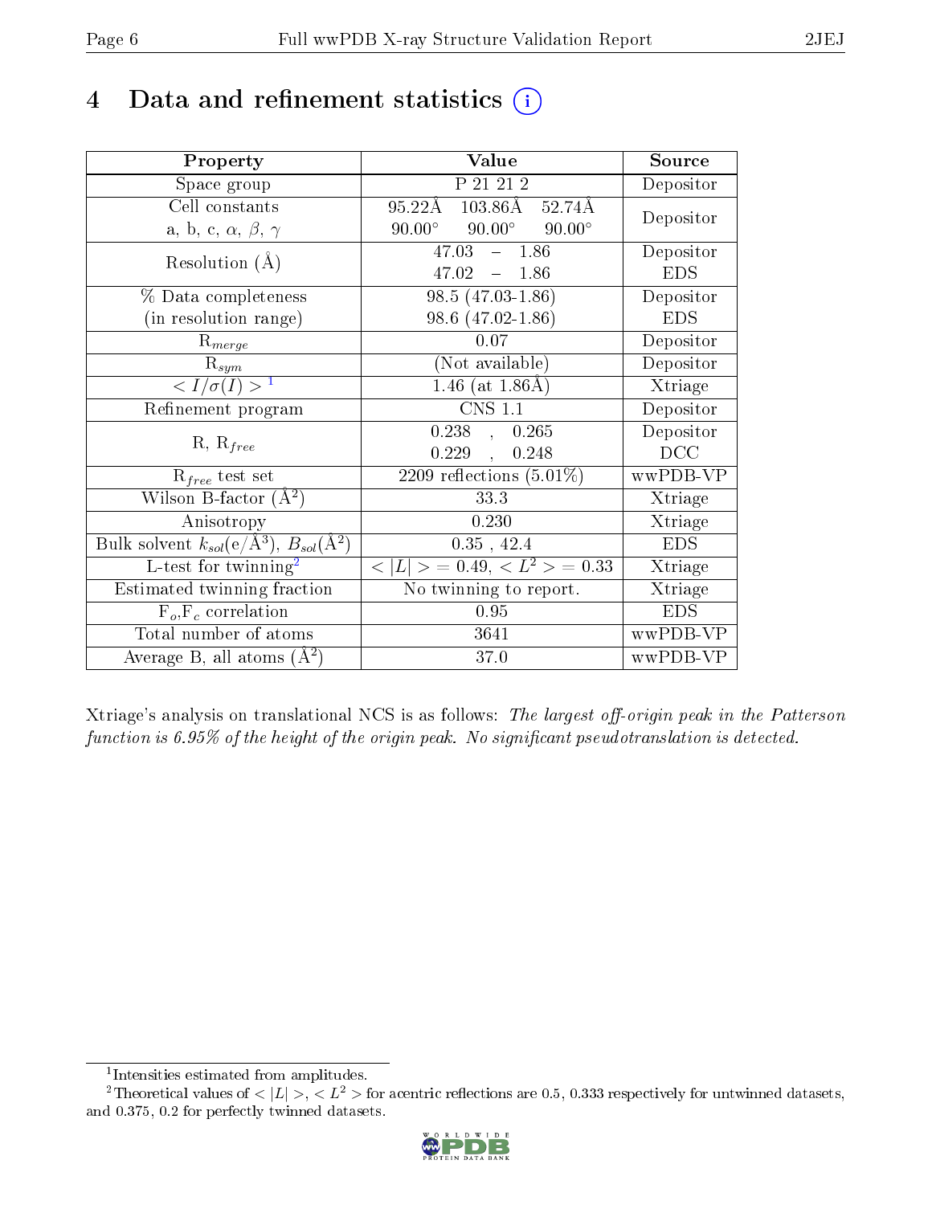# 4 Data and refinement statistics

| Property | Value | Source |
|---|---|---|
| Space group | P 21 21 2 | Depositor |
| Cell constants<br>a, b, c, $\alpha$, $\beta$, $\gamma$ | 95.22Å 103.86Å 52.74Å<br>90.00° 90.00° 90.00° | Depositor |
| Resolution (Å) | 47.03 – 1.86<br>47.02 – 1.86 | Depositor<br>EDS |
| % Data completeness<br>(in resolution range) | 98.5 (47.03-1.86)<br>98.6 (47.02-1.86) | Depositor<br>EDS |
| $R_{merge}$ | 0.07 | Depositor |
| $R_{sym}$ | (Not available) | Depositor |
| $< I/\sigma(I) >$ [1] | 1.46 (at 1.86Å) | Xtriage |
| Refinement program | CNS 1.1 | Depositor |
| R, $R_{free}$ | 0.238 , 0.265<br>0.229 , 0.248 | Depositor<br>DCC |
| $R_{free}$ test set | 2209 reflections (5.01%) | wwPDB-VP |
| Wilson B-factor (Å$^2$) | 33.3 | Xtriage |
| Anisotropy | 0.230 | Xtriage |
| Bulk solvent $k_{sol}$(e/Å$^3$), $B_{sol}$(Å$^2$) | 0.35 , 42.4 | EDS |
| L-test for twinning[2] | $< \|L\| >$ = 0.49, $< L^2 >$ = 0.33 | Xtriage |
| Estimated twinning fraction | No twinning to report. | Xtriage |
| $F_o$,$F_c$ correlation | 0.95 | EDS |
| Total number of atoms | 3641 | wwPDB-VP |
| Average B, all atoms (Å$^2$) | 37.0 | wwPDB-VP |

Xtriage's analysis on translational NCS is as follows: *The largest off-origin peak in the Patterson function is 6.95% of the height of the origin peak. No significant pseudotranslation is detected.*

[1] Intensities estimated from amplitudes.

[2] Theoretical values of $< |L| >$, $< L^2 >$ for acentric reflections are 0.5, 0.333 respectively for untwinned datasets, and 0.375, 0.2 for perfectly twinned datasets.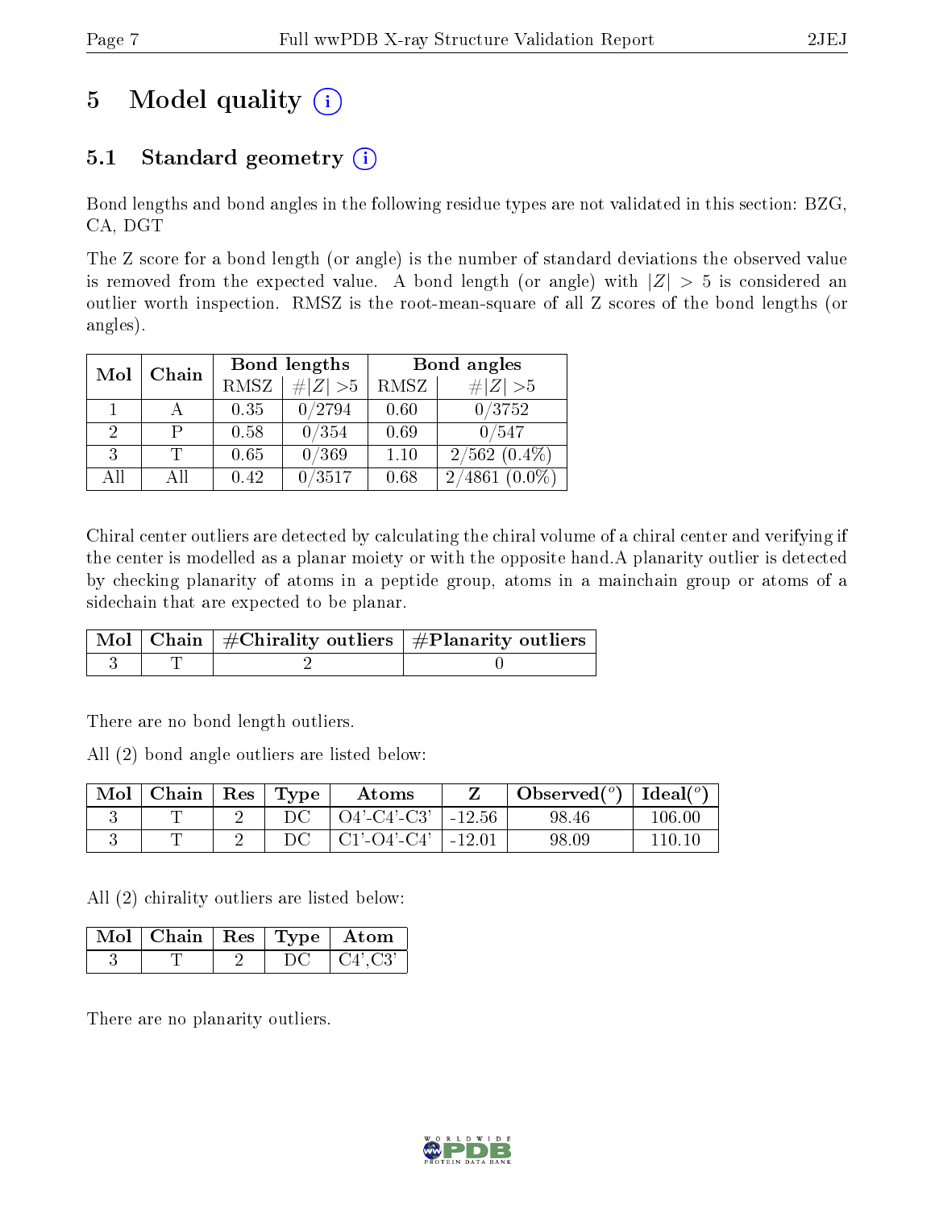# 5 Model quality

## 5.1 Standard geometry

Bond lengths and bond angles in the following residue types are not validated in this section: BZG, CA, DGT

The Z score for a bond length (or angle) is the number of standard deviations the observed value is removed from the expected value. A bond length (or angle) with $|Z| > 5$ is considered an outlier worth inspection. RMSZ is the root-mean-square of all Z scores of the bond lengths (or angles).

| Mol | Chain | Bond lengths | | Bond angles | |
|---|---|---|---|---|---|
| | | RMSZ | $\#\|Z\| > 5$ | RMSZ | $\#\|Z\| > 5$ |
| 1 | A | 0.35 | 0/2794 | 0.60 | 0/3752 |
| 2 | P | 0.58 | 0/354 | 0.69 | 0/547 |
| 3 | T | 0.65 | 0/369 | 1.10 | 2/562 (0.4%) |
| All | All | 0.42 | 0/3517 | 0.68 | 2/4861 (0.0%) |

Chiral center outliers are detected by calculating the chiral volume of a chiral center and verifying if the center is modelled as a planar moiety or with the opposite hand.A planarity outlier is detected by checking planarity of atoms in a peptide group, atoms in a mainchain group or atoms of a sidechain that are expected to be planar.

| Mol | Chain | #Chirality outliers | #Planarity outliers |
|---|---|---|---|
| 3 | T | 2 | 0 |

There are no bond length outliers.

All (2) bond angle outliers are listed below:

| Mol | Chain | Res | Type | Atoms | Z | Observed($^o$) | Ideal($^o$) |
|---|---|---|---|---|---|---|---|
| 3 | T | 2 | DC | O4'-C4'-C3' | -12.56 | 98.46 | 106.00 |
| 3 | T | 2 | DC | C1'-O4'-C4' | -12.01 | 98.09 | 110.10 |

All (2) chirality outliers are listed below:

| Mol | Chain | Res | Type | Atom |
|---|---|---|---|---|
| 3 | T | 2 | DC | C4',C3' |

There are no planarity outliers.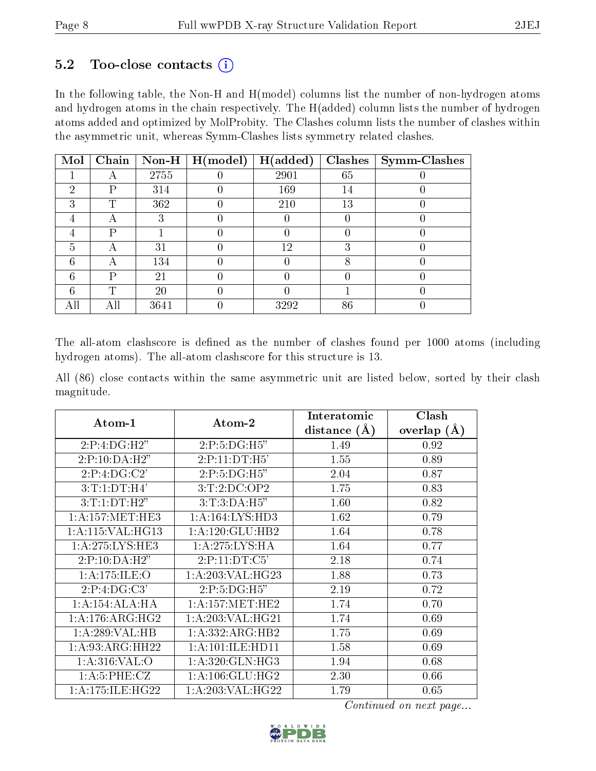### 5.2 Too-close contacts (i)

In the following table, the Non-H and H(model) columns list the number of non-hydrogen atoms and hydrogen atoms in the chain respectively. The H(added) column lists the number of hydrogen atoms added and optimized by MolProbity. The Clashes column lists the number of clashes within the asymmetric unit, whereas Symm-Clashes lists symmetry related clashes.

| Mol | Chain | Non-H | H(model) | H(added) | Clashes | Symm-Clashes |
|---|---|---|---|---|---|---|
| 1 | A | 2755 | 0 | 2901 | 65 | 0 |
| 2 | P | 314 | 0 | 169 | 14 | 0 |
| 3 | T | 362 | 0 | 210 | 13 | 0 |
| 4 | A | 3 | 0 | 0 | 0 | 0 |
| 4 | P | 1 | 0 | 0 | 0 | 0 |
| 5 | A | 31 | 0 | 12 | 3 | 0 |
| 6 | A | 134 | 0 | 0 | 8 | 0 |
| 6 | P | 21 | 0 | 0 | 0 | 0 |
| 6 | T | 20 | 0 | 0 | 1 | 0 |
| All | All | 3641 | 0 | 3292 | 86 | 0 |

The all-atom clashscore is defined as the number of clashes found per 1000 atoms (including hydrogen atoms). The all-atom clashscore for this structure is 13.

All (86) close contacts within the same asymmetric unit are listed below, sorted by their clash magnitude.

| Atom-1 | Atom-2 | Interatomic distance (Å) | Clash overlap (Å) |
|---|---|---|---|
| 2:P:4:DG:H2" | 2:P:5:DG:H5" | 1.49 | 0.92 |
| 2:P:10:DA:H2" | 2:P:11:DT:H5' | 1.55 | 0.89 |
| 2:P:4:DG:C2' | 2:P:5:DG:H5" | 2.04 | 0.87 |
| 3:T:1:DT:H4' | 3:T:2:DC:OP2 | 1.75 | 0.83 |
| 3:T:1:DT:H2" | 3:T:3:DA:H5" | 1.60 | 0.82 |
| 1:A:157:MET:HE3 | 1:A:164:LYS:HD3 | 1.62 | 0.79 |
| 1:A:115:VAL:HG13 | 1:A:120:GLU:HB2 | 1.64 | 0.78 |
| 1:A:275:LYS:HE3 | 1:A:275:LYS:HA | 1.64 | 0.77 |
| 2:P:10:DA:H2" | 2:P:11:DT:C5' | 2.18 | 0.74 |
| 1:A:175:ILE:O | 1:A:203:VAL:HG23 | 1.88 | 0.73 |
| 2:P:4:DG:C3' | 2:P:5:DG:H5" | 2.19 | 0.72 |
| 1:A:154:ALA:HA | 1:A:157:MET:HE2 | 1.74 | 0.70 |
| 1:A:176:ARG:HG2 | 1:A:203:VAL:HG21 | 1.74 | 0.69 |
| 1:A:289:VAL:HB | 1:A:332:ARG:HB2 | 1.75 | 0.69 |
| 1:A:93:ARG:HH22 | 1:A:101:ILE:HD11 | 1.58 | 0.69 |
| 1:A:316:VAL:O | 1:A:320:GLN:HG3 | 1.94 | 0.68 |
| 1:A:5:PHE:CZ | 1:A:106:GLU:HG2 | 2.30 | 0.66 |
| 1:A:175:ILE:HG22 | 1:A:203:VAL:HG22 | 1.79 | 0.65 |

*Continued on next page...*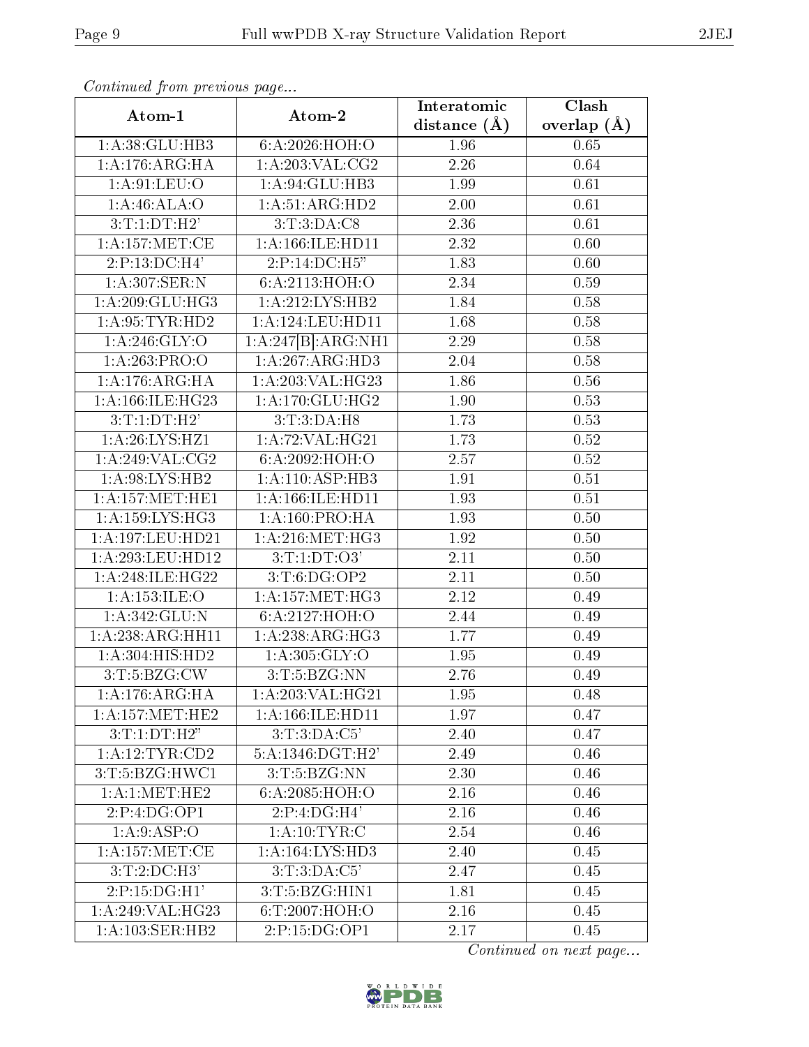*Continued from previous page...*

| Atom-1 | Atom-2 | Interatomic distance (Å) | Clash overlap (Å) |
|---|---|---|---|
| 1:A:38:GLU:HB3 | 6:A:2026:HOH:O | 1.96 | 0.65 |
| 1:A:176:ARG:HA | 1:A:203:VAL:CG2 | 2.26 | 0.64 |
| 1:A:91:LEU:O | 1:A:94:GLU:HB3 | 1.99 | 0.61 |
| 1:A:46:ALA:O | 1:A:51:ARG:HD2 | 2.00 | 0.61 |
| 3:T:1:DT:H2' | 3:T:3:DA:C8 | 2.36 | 0.61 |
| 1:A:157:MET:CE | 1:A:166:ILE:HD11 | 2.32 | 0.60 |
| 2:P:13:DC:H4' | 2:P:14:DC:H5" | 1.83 | 0.60 |
| 1:A:307:SER:N | 6:A:2113:HOH:O | 2.34 | 0.59 |
| 1:A:209:GLU:HG3 | 1:A:212:LYS:HB2 | 1.84 | 0.58 |
| 1:A:95:TYR:HD2 | 1:A:124:LEU:HD11 | 1.68 | 0.58 |
| 1:A:246:GLY:O | 1:A:247[B]:ARG:NH1 | 2.29 | 0.58 |
| 1:A:263:PRO:O | 1:A:267:ARG:HD3 | 2.04 | 0.58 |
| 1:A:176:ARG:HA | 1:A:203:VAL:HG23 | 1.86 | 0.56 |
| 1:A:166:ILE:HG23 | 1:A:170:GLU:HG2 | 1.90 | 0.53 |
| 3:T:1:DT:H2' | 3:T:3:DA:H8 | 1.73 | 0.53 |
| 1:A:26:LYS:HZ1 | 1:A:72:VAL:HG21 | 1.73 | 0.52 |
| 1:A:249:VAL:CG2 | 6:A:2092:HOH:O | 2.57 | 0.52 |
| 1:A:98:LYS:HB2 | 1:A:110:ASP:HB3 | 1.91 | 0.51 |
| 1:A:157:MET:HE1 | 1:A:166:ILE:HD11 | 1.93 | 0.51 |
| 1:A:159:LYS:HG3 | 1:A:160:PRO:HA | 1.93 | 0.50 |
| 1:A:197:LEU:HD21 | 1:A:216:MET:HG3 | 1.92 | 0.50 |
| 1:A:293:LEU:HD12 | 3:T:1:DT:O3' | 2.11 | 0.50 |
| 1:A:248:ILE:HG22 | 3:T:6:DG:OP2 | 2.11 | 0.50 |
| 1:A:153:ILE:O | 1:A:157:MET:HG3 | 2.12 | 0.49 |
| 1:A:342:GLU:N | 6:A:2127:HOH:O | 2.44 | 0.49 |
| 1:A:238:ARG:HH11 | 1:A:238:ARG:HG3 | 1.77 | 0.49 |
| 1:A:304:HIS:HD2 | 1:A:305:GLY:O | 1.95 | 0.49 |
| 3:T:5:BZG:CW | 3:T:5:BZG:NN | 2.76 | 0.49 |
| 1:A:176:ARG:HA | 1:A:203:VAL:HG21 | 1.95 | 0.48 |
| 1:A:157:MET:HE2 | 1:A:166:ILE:HD11 | 1.97 | 0.47 |
| 3:T:1:DT:H2" | 3:T:3:DA:C5' | 2.40 | 0.47 |
| 1:A:12:TYR:CD2 | 5:A:1346:DGT:H2' | 2.49 | 0.46 |
| 3:T:5:BZG:HWC1 | 3:T:5:BZG:NN | 2.30 | 0.46 |
| 1:A:1:MET:HE2 | 6:A:2085:HOH:O | 2.16 | 0.46 |
| 2:P:4:DG:OP1 | 2:P:4:DG:H4' | 2.16 | 0.46 |
| 1:A:9:ASP:O | 1:A:10:TYR:C | 2.54 | 0.46 |
| 1:A:157:MET:CE | 1:A:164:LYS:HD3 | 2.40 | 0.45 |
| 3:T:2:DC:H3' | 3:T:3:DA:C5' | 2.47 | 0.45 |
| 2:P:15:DG:H1' | 3:T:5:BZG:HIN1 | 1.81 | 0.45 |
| 1:A:249:VAL:HG23 | 6:T:2007:HOH:O | 2.16 | 0.45 |
| 1:A:103:SER:HB2 | 2:P:15:DG:OP1 | 2.17 | 0.45 |

*Continued on next page...*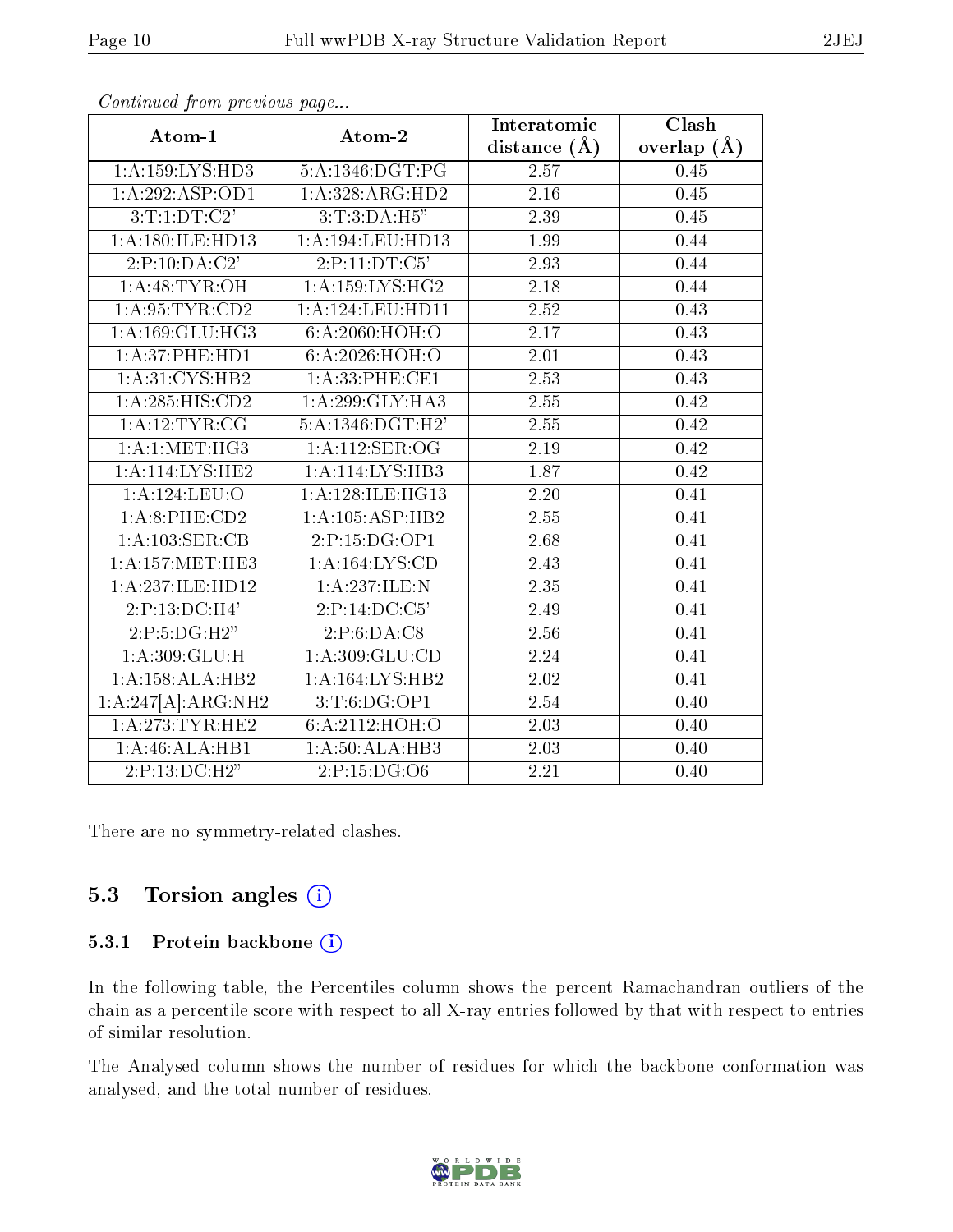*Continued from previous page...*

| Atom-1 | Atom-2 | Interatomic distance (Å) | Clash overlap (Å) |
|---|---|---|---|
| 1:A:159:LYS:HD3 | 5:A:1346:DGT:PG | 2.57 | 0.45 |
| 1:A:292:ASP:OD1 | 1:A:328:ARG:HD2 | 2.16 | 0.45 |
| 3:T:1:DT:C2' | 3:T:3:DA:H5" | 2.39 | 0.45 |
| 1:A:180:ILE:HD13 | 1:A:194:LEU:HD13 | 1.99 | 0.44 |
| 2:P:10:DA:C2' | 2:P:11:DT:C5' | 2.93 | 0.44 |
| 1:A:48:TYR:OH | 1:A:159:LYS:HG2 | 2.18 | 0.44 |
| 1:A:95:TYR:CD2 | 1:A:124:LEU:HD11 | 2.52 | 0.43 |
| 1:A:169:GLU:HG3 | 6:A:2060:HOH:O | 2.17 | 0.43 |
| 1:A:37:PHE:HD1 | 6:A:2026:HOH:O | 2.01 | 0.43 |
| 1:A:31:CYS:HB2 | 1:A:33:PHE:CE1 | 2.53 | 0.43 |
| 1:A:285:HIS:CD2 | 1:A:299:GLY:HA3 | 2.55 | 0.42 |
| 1:A:12:TYR:CG | 5:A:1346:DGT:H2' | 2.55 | 0.42 |
| 1:A:1:MET:HG3 | 1:A:112:SER:OG | 2.19 | 0.42 |
| 1:A:114:LYS:HE2 | 1:A:114:LYS:HB3 | 1.87 | 0.42 |
| 1:A:124:LEU:O | 1:A:128:ILE:HG13 | 2.20 | 0.41 |
| 1:A:8:PHE:CD2 | 1:A:105:ASP:HB2 | 2.55 | 0.41 |
| 1:A:103:SER:CB | 2:P:15:DG:OP1 | 2.68 | 0.41 |
| 1:A:157:MET:HE3 | 1:A:164:LYS:CD | 2.43 | 0.41 |
| 1:A:237:ILE:HD12 | 1:A:237:ILE:N | 2.35 | 0.41 |
| 2:P:13:DC:H4' | 2:P:14:DC:C5' | 2.49 | 0.41 |
| 2:P:5:DG:H2" | 2:P:6:DA:C8 | 2.56 | 0.41 |
| 1:A:309:GLU:H | 1:A:309:GLU:CD | 2.24 | 0.41 |
| 1:A:158:ALA:HB2 | 1:A:164:LYS:HB2 | 2.02 | 0.41 |
| 1:A:247[A]:ARG:NH2 | 3:T:6:DG:OP1 | 2.54 | 0.40 |
| 1:A:273:TYR:HE2 | 6:A:2112:HOH:O | 2.03 | 0.40 |
| 1:A:46:ALA:HB1 | 1:A:50:ALA:HB3 | 2.03 | 0.40 |
| 2:P:13:DC:H2" | 2:P:15:DG:O6 | 2.21 | 0.40 |

There are no symmetry-related clashes.

## 5.3 Torsion angles

### 5.3.1 Protein backbone

In the following table, the Percentiles column shows the percent Ramachandran outliers of the chain as a percentile score with respect to all X-ray entries followed by that with respect to entries of similar resolution.

The Analysed column shows the number of residues for which the backbone conformation was analysed, and the total number of residues.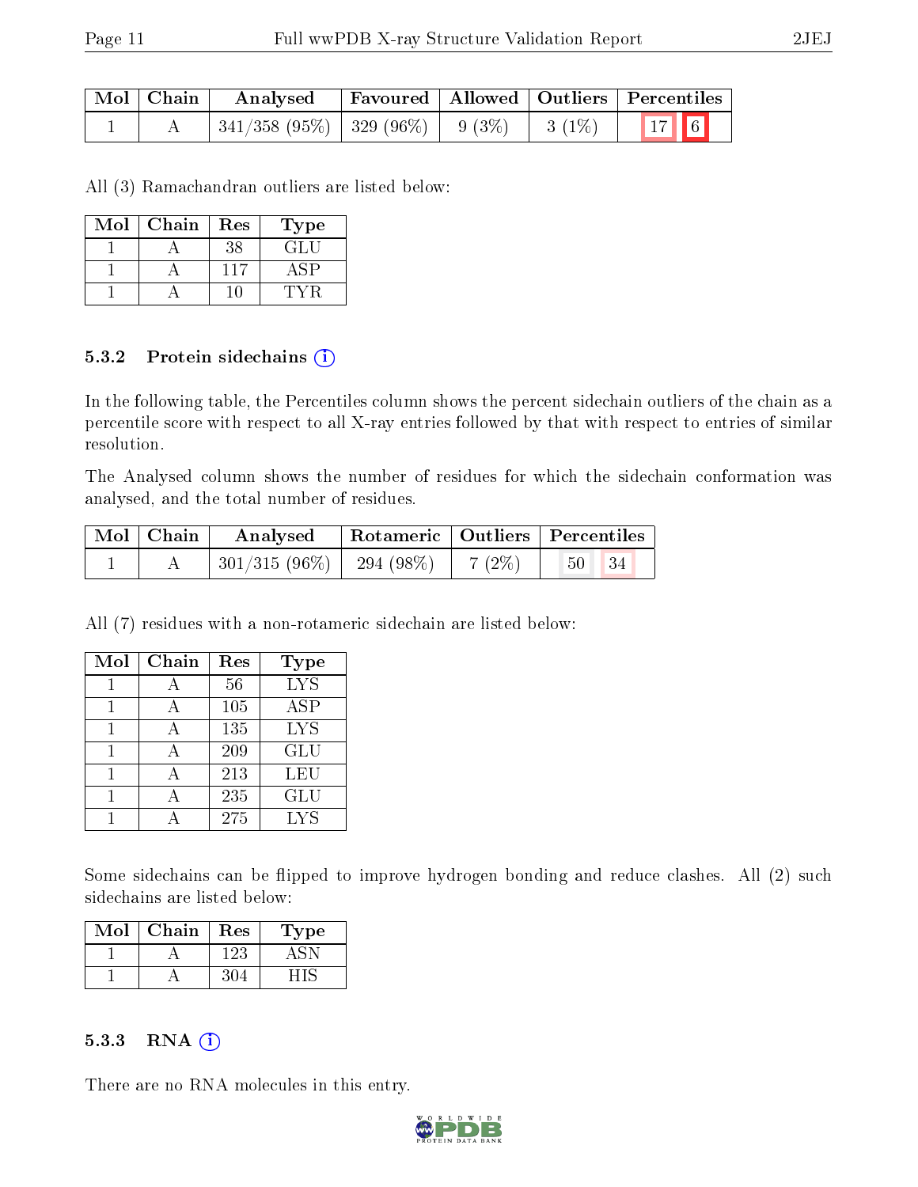| Mol | Chain | Analysed | Favoured | Allowed | Outliers | Percentiles | |
|---|---|---|---|---|---|---|---|
| 1 | A | 341/358 (95%) | 329 (96%) | 9 (3%) | 3 (1%) | 17 | 6 |

All (3) Ramachandran outliers are listed below:

| Mol | Chain | Res | Type |
|---|---|---|---|
| 1 | A | 38 | GLU |
| 1 | A | 117 | ASP |
| 1 | A | 10 | TYR |

### 5.3.2 Protein sidechains

In the following table, the Percentiles column shows the percent sidechain outliers of the chain as a percentile score with respect to all X-ray entries followed by that with respect to entries of similar resolution.

The Analysed column shows the number of residues for which the sidechain conformation was analysed, and the total number of residues.

| Mol | Chain | Analysed | Rotameric | Outliers | Percentiles | |
|---|---|---|---|---|---|---|
| 1 | A | 301/315 (96%) | 294 (98%) | 7 (2%) | 50 | 34 |

All (7) residues with a non-rotameric sidechain are listed below:

| Mol | Chain | Res | Type |
|---|---|---|---|
| 1 | A | 56 | LYS |
| 1 | A | 105 | ASP |
| 1 | A | 135 | LYS |
| 1 | A | 209 | GLU |
| 1 | A | 213 | LEU |
| 1 | A | 235 | GLU |
| 1 | A | 275 | LYS |

Some sidechains can be flipped to improve hydrogen bonding and reduce clashes. All (2) such sidechains are listed below:

| Mol | Chain | Res | Type |
|---|---|---|---|
| 1 | A | 123 | ASN |
| 1 | A | 304 | HIS |

### 5.3.3 RNA

There are no RNA molecules in this entry.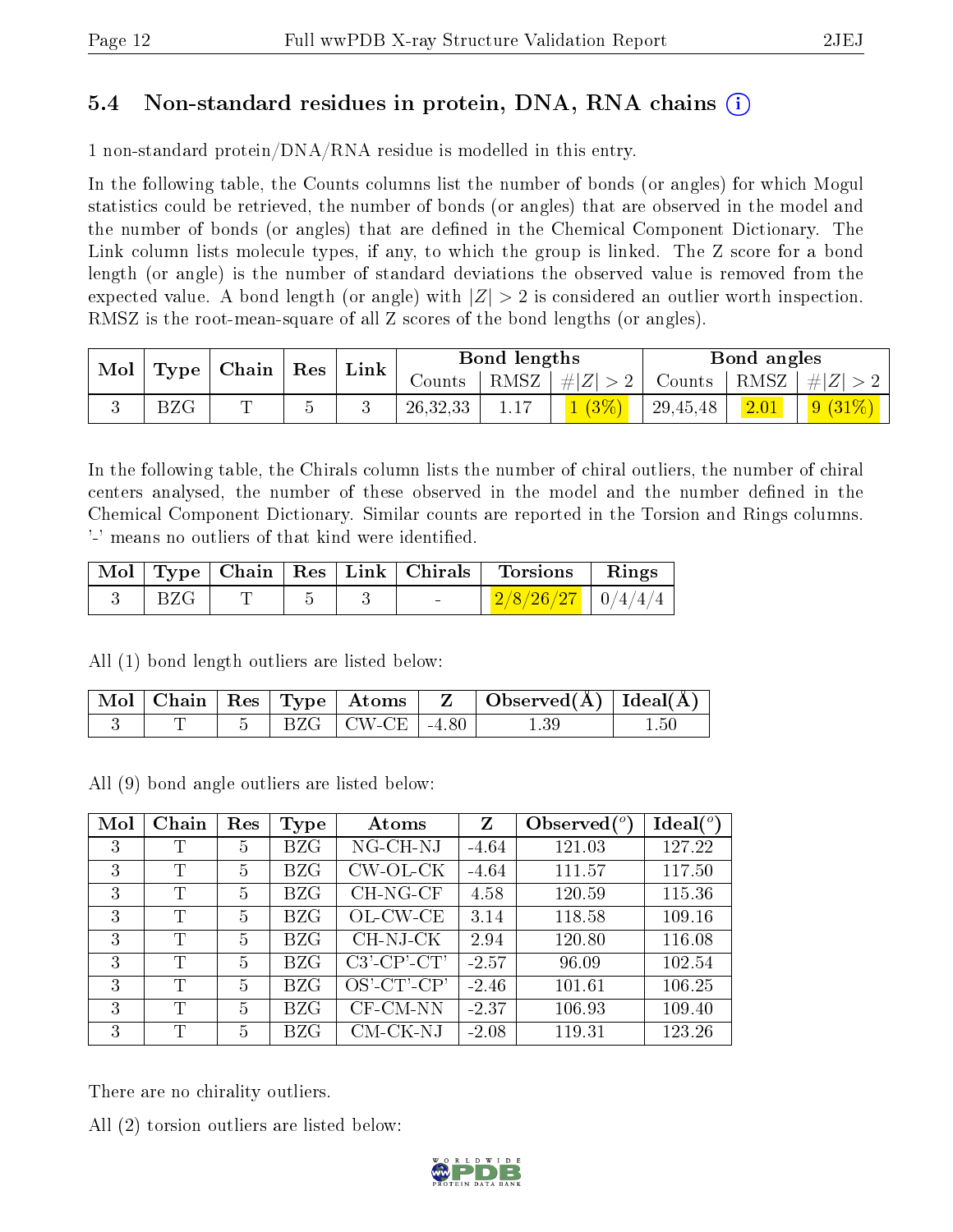## 5.4 Non-standard residues in protein, DNA, RNA chains (i)

1 non-standard protein/DNA/RNA residue is modelled in this entry.

In the following table, the Counts columns list the number of bonds (or angles) for which Mogul statistics could be retrieved, the number of bonds (or angles) that are observed in the model and the number of bonds (or angles) that are defined in the Chemical Component Dictionary. The Link column lists molecule types, if any, to which the group is linked. The Z score for a bond length (or angle) is the number of standard deviations the observed value is removed from the expected value. A bond length (or angle) with $|Z| > 2$ is considered an outlier worth inspection. RMSZ is the root-mean-square of all Z scores of the bond lengths (or angles).

| Mol | Type | Chain | Res | Link | Bond lengths | | | Bond angles | | |
|---|---|---|---|---|---|---|---|---|---|---|
| | | | | | Counts | RMSZ | $\#\|Z\|>2$ | Counts | RMSZ | $\#\|Z\|>2$ |
| 3 | BZG | T | 5 | 3 | 26,32,33 | 1.17 | 1 (3%) | 29,45,48 | 2.01 | 9 (31%) |

In the following table, the Chirals column lists the number of chiral outliers, the number of chiral centers analysed, the number of these observed in the model and the number defined in the Chemical Component Dictionary. Similar counts are reported in the Torsion and Rings columns. '-' means no outliers of that kind were identified.

| Mol | Type | Chain | Res | Link | Chirals | Torsions | Rings |
|---|---|---|---|---|---|---|---|
| 3 | BZG | T | 5 | 3 | - | 2/8/26/27 | 0/4/4/4 |

All (1) bond length outliers are listed below:

| Mol | Chain | Res | Type | Atoms | Z | Observed(Å) | Ideal(Å) |
|---|---|---|---|---|---|---|---|
| 3 | T | 5 | BZG | CW-CE | -4.80 | 1.39 | 1.50 |

All (9) bond angle outliers are listed below:

| Mol | Chain | Res | Type | Atoms | Z | Observed(°) | Ideal(°) |
|---|---|---|---|---|---|---|---|
| 3 | T | 5 | BZG | NG-CH-NJ | -4.64 | 121.03 | 127.22 |
| 3 | T | 5 | BZG | CW-OL-CK | -4.64 | 111.57 | 117.50 |
| 3 | T | 5 | BZG | CH-NG-CF | 4.58 | 120.59 | 115.36 |
| 3 | T | 5 | BZG | OL-CW-CE | 3.14 | 118.58 | 109.16 |
| 3 | T | 5 | BZG | CH-NJ-CK | 2.94 | 120.80 | 116.08 |
| 3 | T | 5 | BZG | C3'-CP'-CT' | -2.57 | 96.09 | 102.54 |
| 3 | T | 5 | BZG | OS'-CT'-CP' | -2.46 | 101.61 | 106.25 |
| 3 | T | 5 | BZG | CF-CM-NN | -2.37 | 106.93 | 109.40 |
| 3 | T | 5 | BZG | CM-CK-NJ | -2.08 | 119.31 | 123.26 |

There are no chirality outliers.

All (2) torsion outliers are listed below: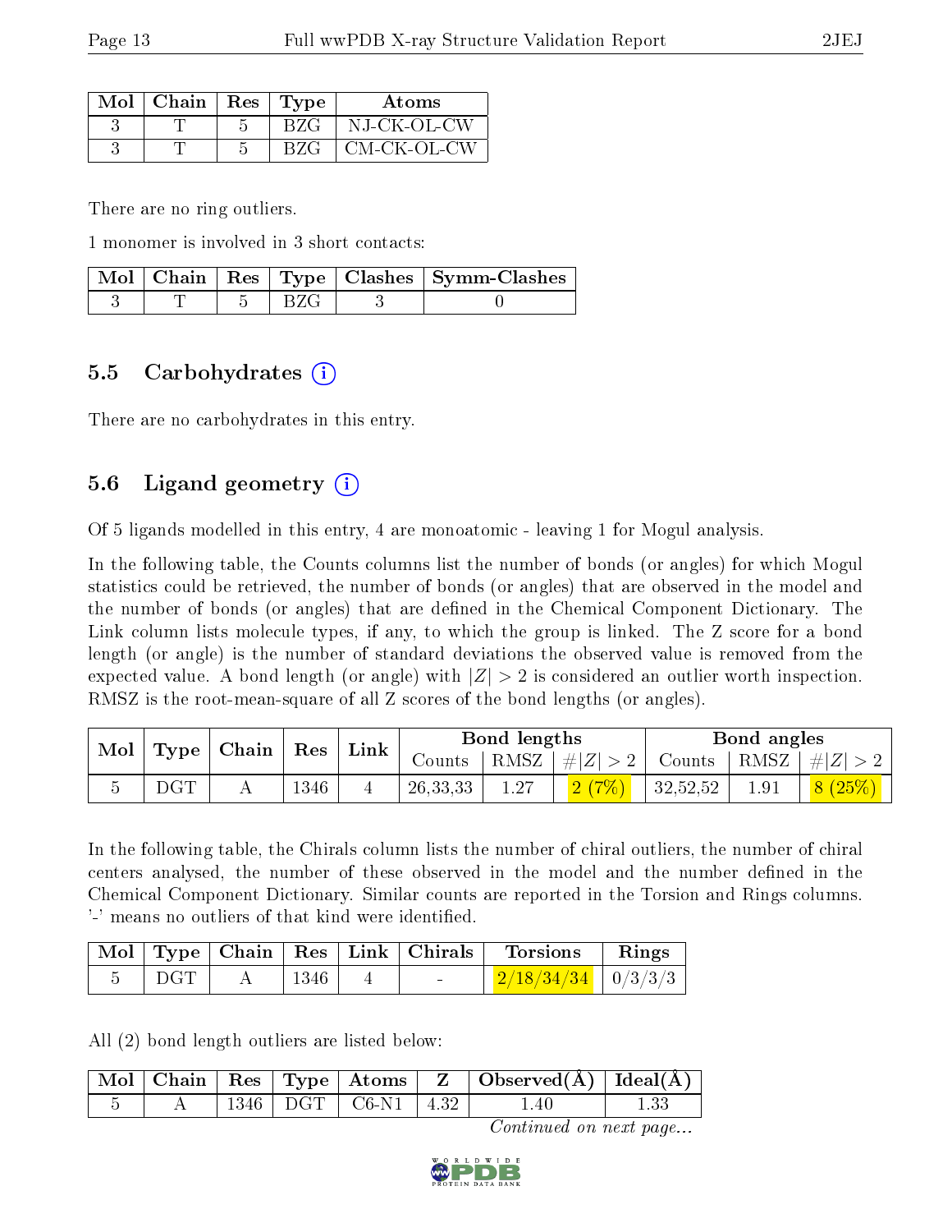| Mol | Chain | Res | Type | Atoms |
|---|---|---|---|---|
| 3 | T | 5 | BZG | NJ-CK-OL-CW |
| 3 | T | 5 | BZG | CM-CK-OL-CW |

There are no ring outliers.

1 monomer is involved in 3 short contacts:

| Mol | Chain | Res | Type | Clashes | Symm-Clashes |
|---|---|---|---|---|---|
| 3 | T | 5 | BZG | 3 | 0 |

### 5.5 Carbohydrates (i)

There are no carbohydrates in this entry.

### 5.6 Ligand geometry (i)

Of 5 ligands modelled in this entry, 4 are monoatomic - leaving 1 for Mogul analysis.

In the following table, the Counts columns list the number of bonds (or angles) for which Mogul statistics could be retrieved, the number of bonds (or angles) that are observed in the model and the number of bonds (or angles) that are defined in the Chemical Component Dictionary. The Link column lists molecule types, if any, to which the group is linked. The Z score for a bond length (or angle) is the number of standard deviations the observed value is removed from the expected value. A bond length (or angle) with $|Z| > 2$ is considered an outlier worth inspection. RMSZ is the root-mean-square of all Z scores of the bond lengths (or angles).

| Mol | Type | Chain | Res | Link | Bond lengths | | | Bond angles | | |
|---|---|---|---|---|---|---|---|---|---|---|
| | | | | | Counts | RMSZ | $\#\|Z\| > 2$ | Counts | RMSZ | $\#\|Z\| > 2$ |
| 5 | DGT | A | 1346 | 4 | 26,33,33 | 1.27 | 2 (7%) | 32,52,52 | 1.91 | 8 (25%) |

In the following table, the Chirals column lists the number of chiral outliers, the number of chiral centers analysed, the number of these observed in the model and the number defined in the Chemical Component Dictionary. Similar counts are reported in the Torsion and Rings columns. '-' means no outliers of that kind were identified.

| Mol | Type | Chain | Res | Link | Chirals | Torsions | Rings |
|---|---|---|---|---|---|---|---|
| 5 | DGT | A | 1346 | 4 | - | 2/18/34/34 | 0/3/3/3 |

All (2) bond length outliers are listed below:

| Mol | Chain | Res | Type | Atoms | Z | Observed(Å) | Ideal(Å) |
|---|---|---|---|---|---|---|---|
| 5 | A | 1346 | DGT | C6-N1 | 4.32 | 1.40 | 1.33 |

*Continued on next page...*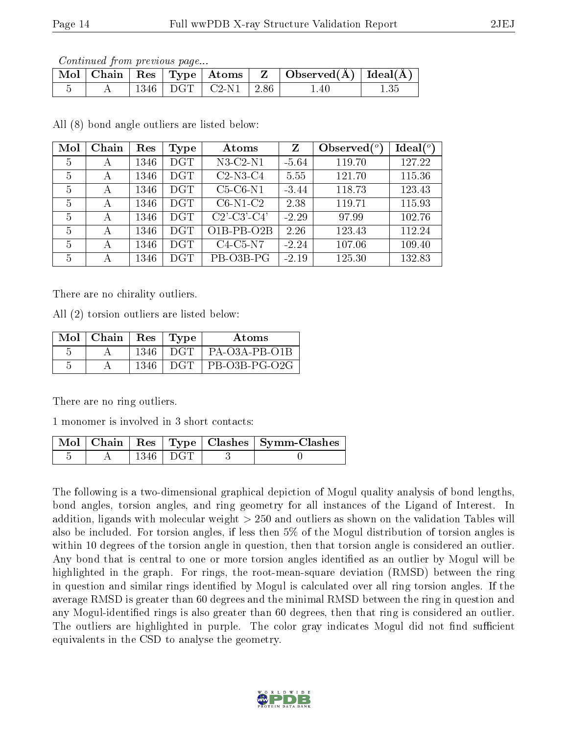*Continued from previous page...*

| Mol | Chain | Res | Type | Atoms | Z | Observed(Å) | Ideal(Å) |
|---|---|---|---|---|---|---|---|
| 5 | A | 1346 | DGT | C2-N1 | 2.86 | 1.40 | 1.35 |

All (8) bond angle outliers are listed below:

| Mol | Chain | Res | Type | Atoms | Z | Observed(°) | Ideal(°) |
|---|---|---|---|---|---|---|---|
| 5 | A | 1346 | DGT | N3-C2-N1 | -5.64 | 119.70 | 127.22 |
| 5 | A | 1346 | DGT | C2-N3-C4 | 5.55 | 121.70 | 115.36 |
| 5 | A | 1346 | DGT | C5-C6-N1 | -3.44 | 118.73 | 123.43 |
| 5 | A | 1346 | DGT | C6-N1-C2 | 2.38 | 119.71 | 115.93 |
| 5 | A | 1346 | DGT | C2'-C3'-C4' | -2.29 | 97.99 | 102.76 |
| 5 | A | 1346 | DGT | O1B-PB-O2B | 2.26 | 123.43 | 112.24 |
| 5 | A | 1346 | DGT | C4-C5-N7 | -2.24 | 107.06 | 109.40 |
| 5 | A | 1346 | DGT | PB-O3B-PG | -2.19 | 125.30 | 132.83 |

There are no chirality outliers.

All (2) torsion outliers are listed below:

| Mol | Chain | Res | Type | Atoms |
|---|---|---|---|---|
| 5 | A | 1346 | DGT | PA-O3A-PB-O1B |
| 5 | A | 1346 | DGT | PB-O3B-PG-O2G |

There are no ring outliers.

1 monomer is involved in 3 short contacts:

| Mol | Chain | Res | Type | Clashes | Symm-Clashes |
|---|---|---|---|---|---|
| 5 | A | 1346 | DGT | 3 | 0 |

The following is a two-dimensional graphical depiction of Mogul quality analysis of bond lengths, bond angles, torsion angles, and ring geometry for all instances of the Ligand of Interest. In addition, ligands with molecular weight > 250 and outliers as shown on the validation Tables will also be included. For torsion angles, if less then 5% of the Mogul distribution of torsion angles is within 10 degrees of the torsion angle in question, then that torsion angle is considered an outlier. Any bond that is central to one or more torsion angles identified as an outlier by Mogul will be highlighted in the graph. For rings, the root-mean-square deviation (RMSD) between the ring in question and similar rings identified by Mogul is calculated over all ring torsion angles. If the average RMSD is greater than 60 degrees and the minimal RMSD between the ring in question and any Mogul-identified rings is also greater than 60 degrees, then that ring is considered an outlier. The outliers are highlighted in purple. The color gray indicates Mogul did not find sufficient equivalents in the CSD to analyse the geometry.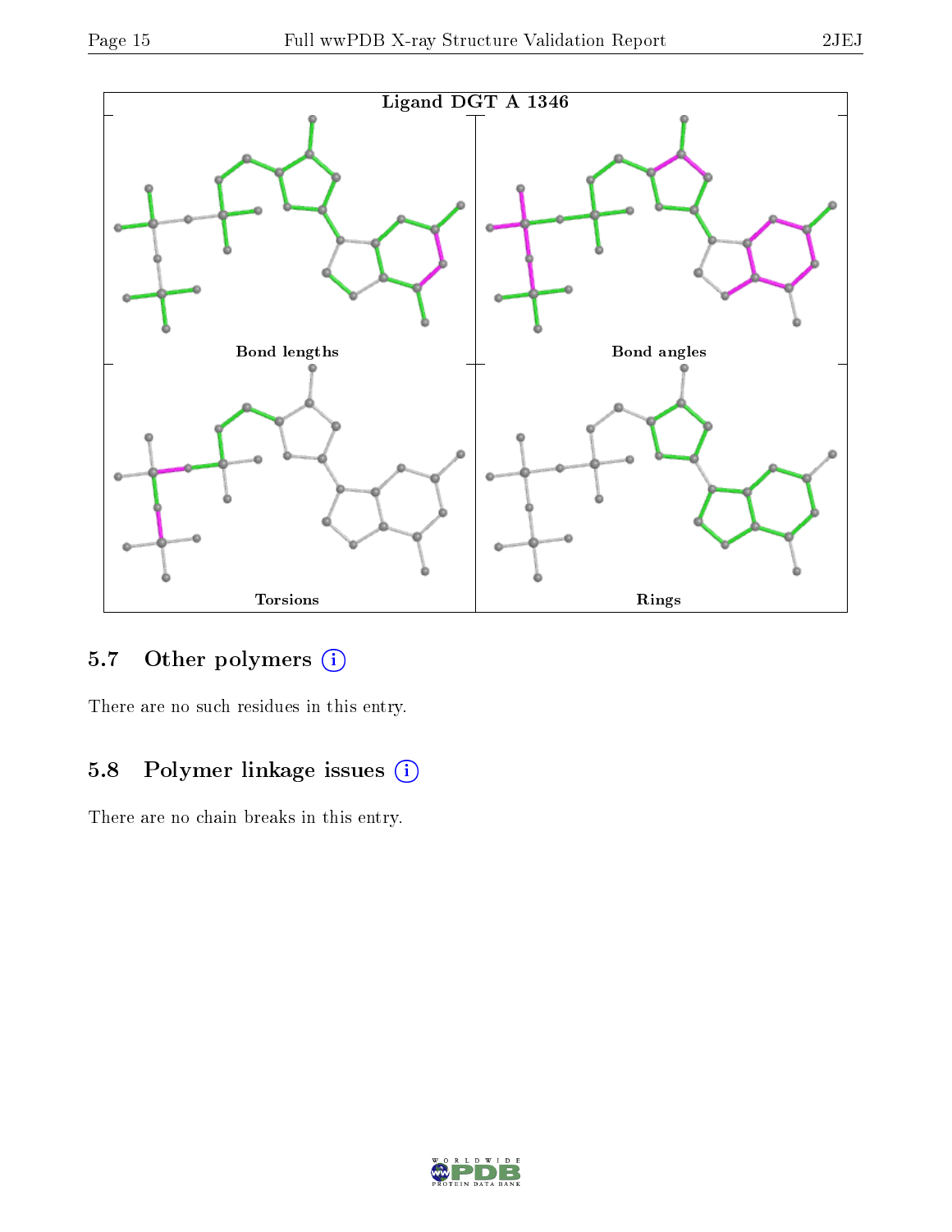Ligand DGT A 1346

Bond lengths

Bond angles

Torsions

Rings

## 5.7 Other polymers (i)

There are no such residues in this entry.

## 5.8 Polymer linkage issues (i)

There are no chain breaks in this entry.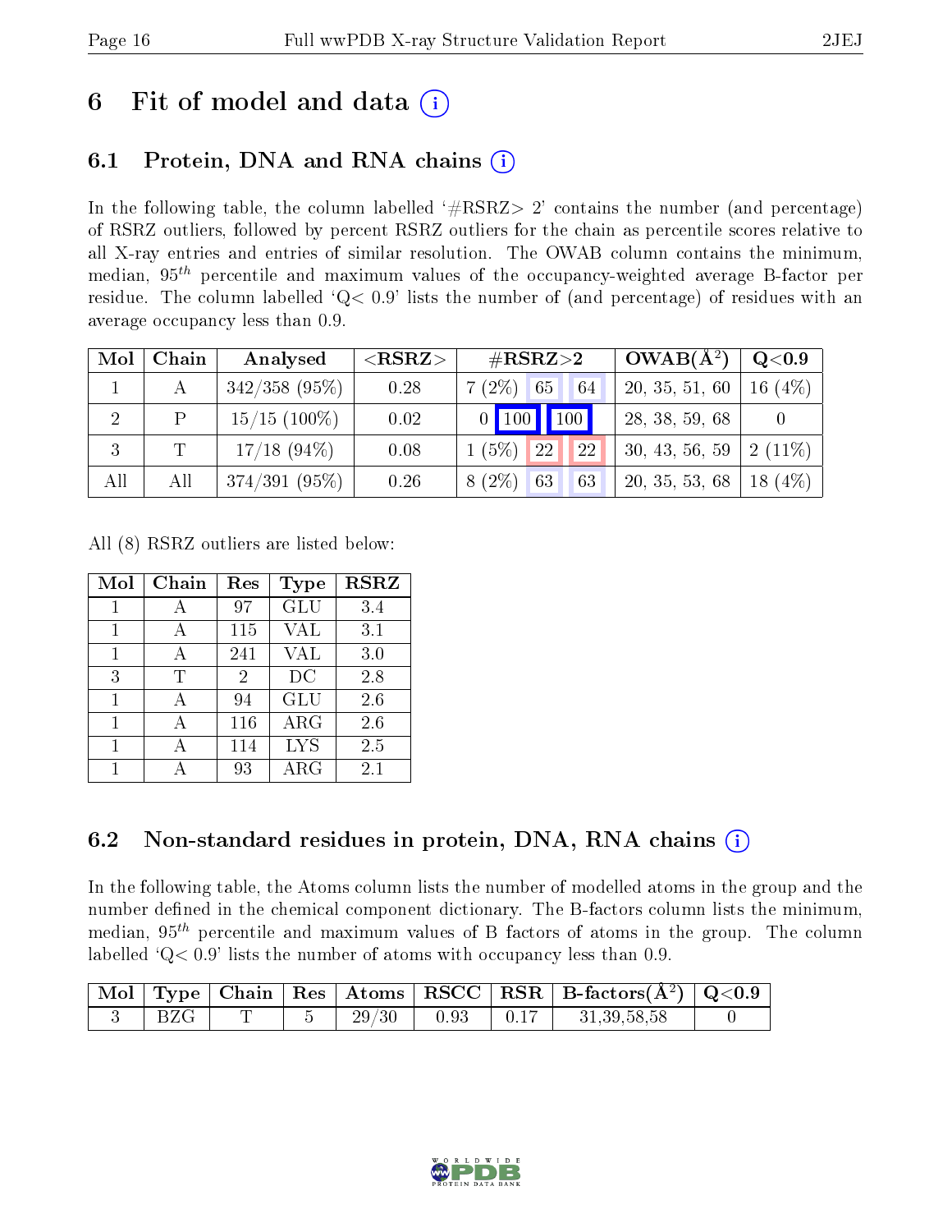# 6 Fit of model and data

## 6.1 Protein, DNA and RNA chains

In the following table, the column labelled '#RSRZ> 2' contains the number (and percentage) of RSRZ outliers, followed by percent RSRZ outliers for the chain as percentile scores relative to all X-ray entries and entries of similar resolution. The OWAB column contains the minimum, median, $95^{th}$ percentile and maximum values of the occupancy-weighted average B-factor per residue. The column labelled 'Q< 0.9' lists the number of (and percentage) of residues with an average occupancy less than 0.9.

| Mol | Chain | Analysed | <RSRZ> | #RSRZ>2 | | | OWAB(Å$^2$) | Q<0.9 |
|---|---|---|---|---|---|---|---|---|
| 1 | A | 342/358 (95%) | 0.28 | 7 (2%) | 65 | 64 | 20, 35, 51, 60 | 16 (4%) |
| 2 | P | 15/15 (100%) | 0.02 | 0 | 100 | 100 | 28, 38, 59, 68 | 0 |
| 3 | T | 17/18 (94%) | 0.08 | 1 (5%) | 22 | 22 | 30, 43, 56, 59 | 2 (11%) |
| All | All | 374/391 (95%) | 0.26 | 8 (2%) | 63 | 63 | 20, 35, 53, 68 | 18 (4%) |

All (8) RSRZ outliers are listed below:

| Mol | Chain | Res | Type | RSRZ |
|---|---|---|---|---|
| 1 | A | 97 | GLU | 3.4 |
| 1 | A | 115 | VAL | 3.1 |
| 1 | A | 241 | VAL | 3.0 |
| 3 | T | 2 | DC | 2.8 |
| 1 | A | 94 | GLU | 2.6 |
| 1 | A | 116 | ARG | 2.6 |
| 1 | A | 114 | LYS | 2.5 |
| 1 | A | 93 | ARG | 2.1 |

## 6.2 Non-standard residues in protein, DNA, RNA chains

In the following table, the Atoms column lists the number of modelled atoms in the group and the number defined in the chemical component dictionary. The B-factors column lists the minimum, median, $95^{th}$ percentile and maximum values of B factors of atoms in the group. The column labelled 'Q< 0.9' lists the number of atoms with occupancy less than 0.9.

| Mol | Type | Chain | Res | Atoms | RSCC | RSR | B-factors(Å$^2$) | Q<0.9 |
|---|---|---|---|---|---|---|---|---|
| 3 | BZG | T | 5 | 29/30 | 0.93 | 0.17 | 31,39,58,58 | 0 |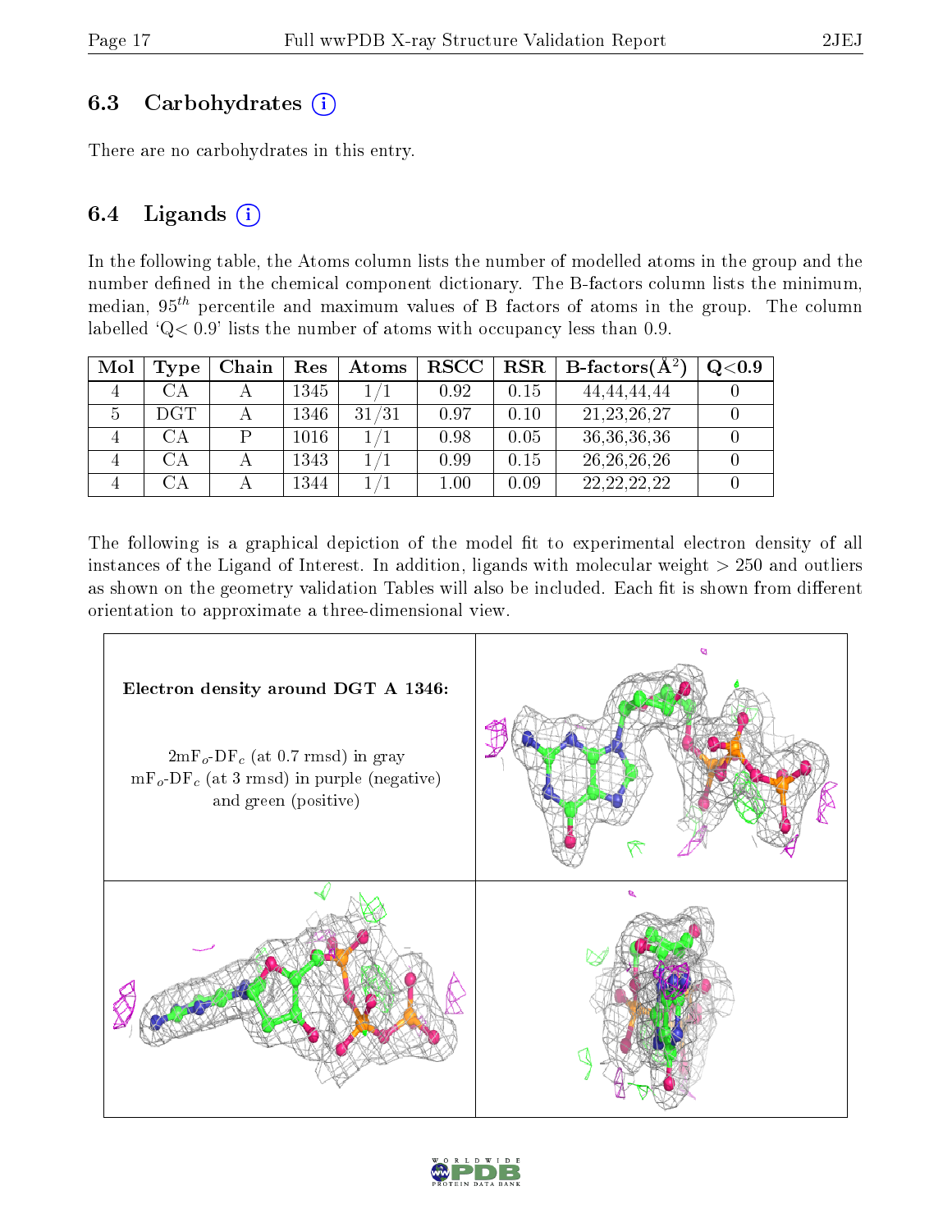### 6.3 Carbohydrates (i)

There are no carbohydrates in this entry.

### 6.4 Ligands (i)

In the following table, the Atoms column lists the number of modelled atoms in the group and the number defined in the chemical component dictionary. The B-factors column lists the minimum, median, $95^{th}$ percentile and maximum values of B factors of atoms in the group. The column labelled 'Q< 0.9' lists the number of atoms with occupancy less than 0.9.

| Mol | Type | Chain | Res | Atoms | RSCC | RSR | B-factors($Å^2$) | Q<0.9 |
|---|---|---|---|---|---|---|---|---|
| 4 | CA | A | 1345 | 1/1 | 0.92 | 0.15 | 44,44,44,44 | 0 |
| 5 | DGT | A | 1346 | 31/31 | 0.97 | 0.10 | 21,23,26,27 | 0 |
| 4 | CA | P | 1016 | 1/1 | 0.98 | 0.05 | 36,36,36,36 | 0 |
| 4 | CA | A | 1343 | 1/1 | 0.99 | 0.15 | 26,26,26,26 | 0 |
| 4 | CA | A | 1344 | 1/1 | 1.00 | 0.09 | 22,22,22,22 | 0 |

The following is a graphical depiction of the model fit to experimental electron density of all instances of the Ligand of Interest. In addition, ligands with molecular weight > 250 and outliers as shown on the geometry validation Tables will also be included. Each fit is shown from different orientation to approximate a three-dimensional view.

**Electron density around DGT A 1346:**

$2mF_o$-$DF_c$ (at 0.7 rmsd) in gray
$mF_o$-$DF_c$ (at 3 rmsd) in purple (negative) and green (positive)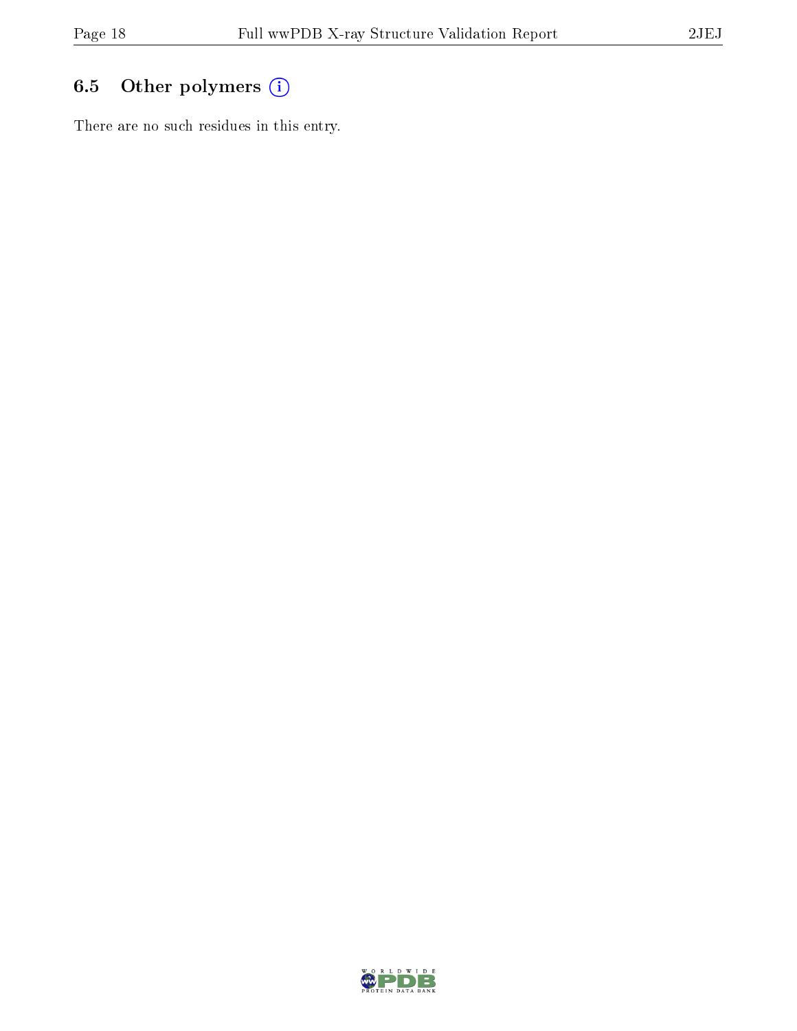### 6.5 Other polymers (i)

There are no such residues in this entry.